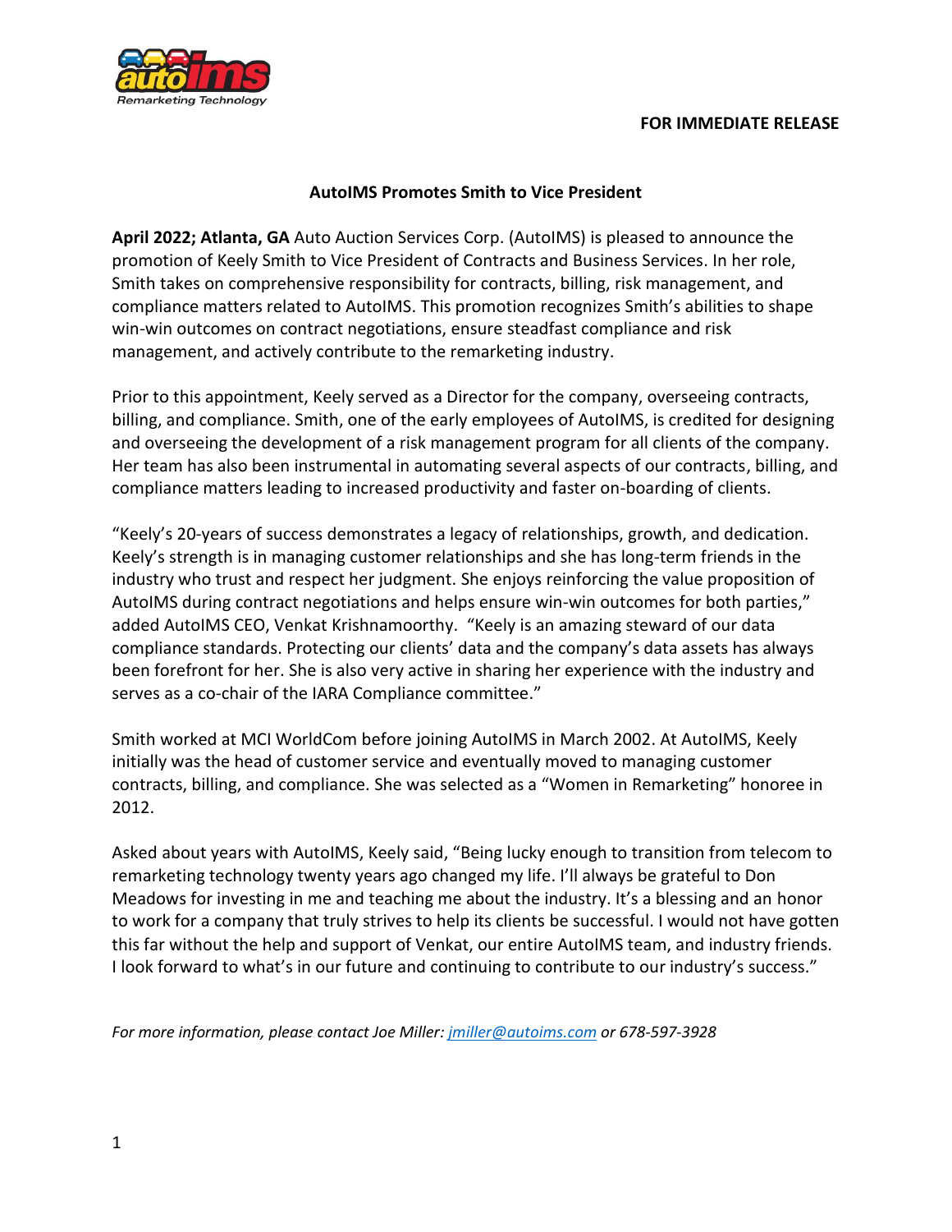**FOR IMMEDIATE RELEASE**

## AutoIMS Promotes Smith to Vice President

**April 2022; Atlanta, GA** Auto Auction Services Corp. (AutoIMS) is pleased to announce the promotion of Keely Smith to Vice President of Contracts and Business Services. In her role, Smith takes on comprehensive responsibility for contracts, billing, risk management, and compliance matters related to AutoIMS. This promotion recognizes Smith's abilities to shape win-win outcomes on contract negotiations, ensure steadfast compliance and risk management, and actively contribute to the remarketing industry.

Prior to this appointment, Keely served as a Director for the company, overseeing contracts, billing, and compliance. Smith, one of the early employees of AutoIMS, is credited for designing and overseeing the development of a risk management program for all clients of the company. Her team has also been instrumental in automating several aspects of our contracts, billing, and compliance matters leading to increased productivity and faster on-boarding of clients.

"Keely's 20-years of success demonstrates a legacy of relationships, growth, and dedication. Keely's strength is in managing customer relationships and she has long-term friends in the industry who trust and respect her judgment. She enjoys reinforcing the value proposition of AutoIMS during contract negotiations and helps ensure win-win outcomes for both parties," added AutoIMS CEO, Venkat Krishnamoorthy. "Keely is an amazing steward of our data compliance standards. Protecting our clients' data and the company's data assets has always been forefront for her. She is also very active in sharing her experience with the industry and serves as a co-chair of the IARA Compliance committee."

Smith worked at MCI WorldCom before joining AutoIMS in March 2002. At AutoIMS, Keely initially was the head of customer service and eventually moved to managing customer contracts, billing, and compliance. She was selected as a "Women in Remarketing" honoree in 2012.

Asked about years with AutoIMS, Keely said, "Being lucky enough to transition from telecom to remarketing technology twenty years ago changed my life. I'll always be grateful to Don Meadows for investing in me and teaching me about the industry. It's a blessing and an honor to work for a company that truly strives to help its clients be successful. I would not have gotten this far without the help and support of Venkat, our entire AutoIMS team, and industry friends. I look forward to what's in our future and continuing to contribute to our industry's success."

*For more information, please contact Joe Miller: [jmiller@autoims.com](mailto:jmiller@autoims.com) or 678-597-3928*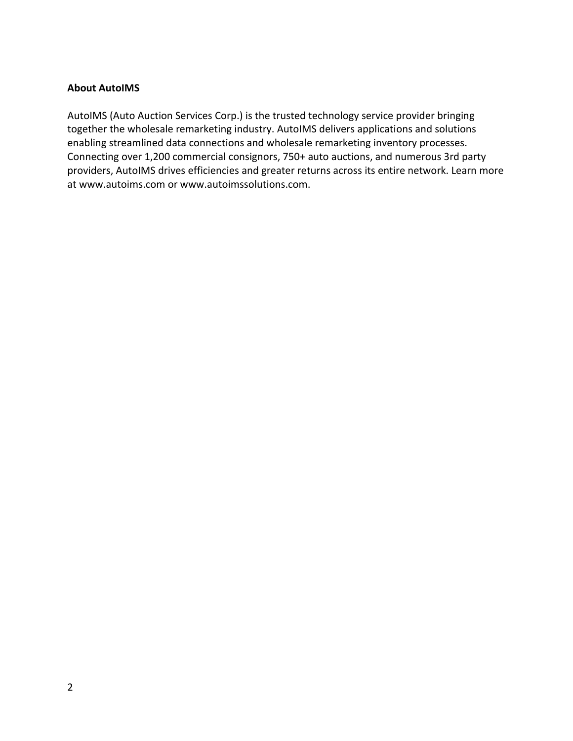**About AutoIMS**

AutoIMS (Auto Auction Services Corp.) is the trusted technology service provider bringing together the wholesale remarketing industry. AutoIMS delivers applications and solutions enabling streamlined data connections and wholesale remarketing inventory processes. Connecting over 1,200 commercial consignors, 750+ auto auctions, and numerous 3rd party providers, AutoIMS drives efficiencies and greater returns across its entire network. Learn more at www.autoims.com or www.autoimssolutions.com.